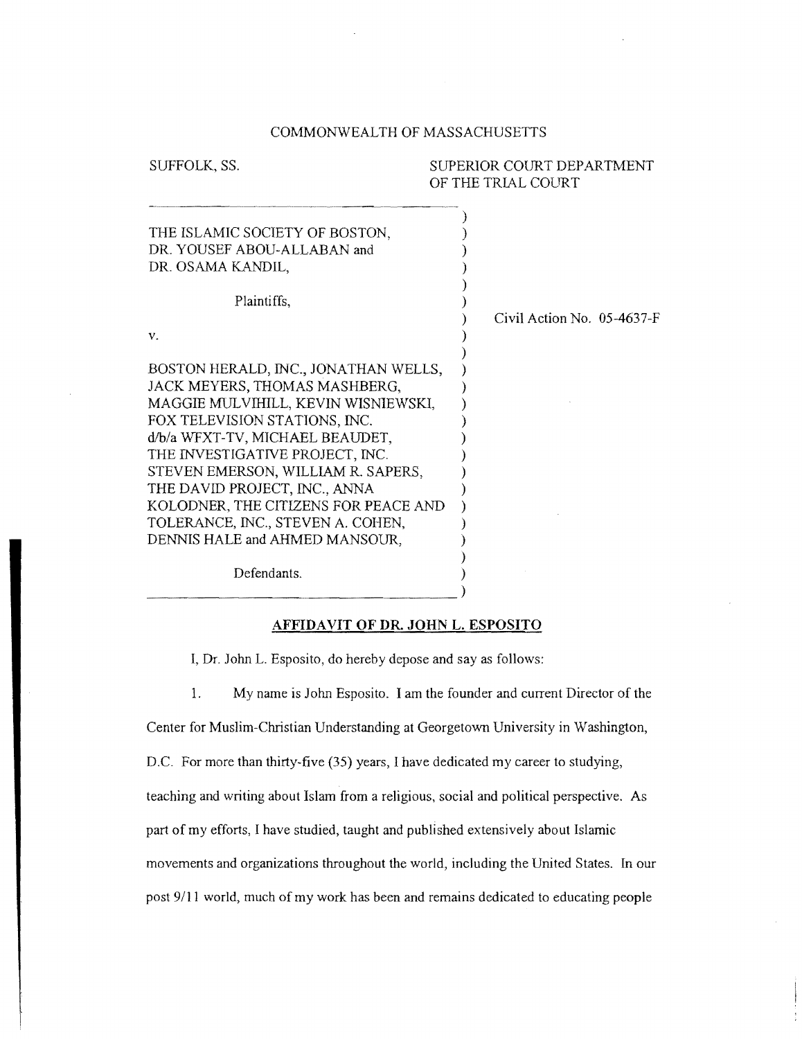COMMONWEALTH OF MASSACHUSETTS

SUFFOLK, SS.

SUPERIOR COURT DEPARTMENT OF THE TRIAL COURT

THE ISLAMIC SOCIETY OF BOSTON, DR. YOUSEF ABOU-ALLABAN and DR. OSAMA KANDIL,

Plaintiffs,

v.

BOSTON HERALD, INC., JONATHAN WELLS, JACK MEYERS, THOMAS MASHBERG, MAGGIE MULVIHILL, KEVIN WISNIEWSKI, FOX TELEVISION STATIONS, INC. d/b/a WFXT-TV, MICHAEL BEAUDET, THE INVESTIGATIVE PROJECT, INC. STEVEN EMERSON, WILLIAM R. SAPERS, THE DAVID PROJECT, INC., ANNA KOLODNER, THE CITIZENS FOR PEACE AND TOLERANCE, INC., STEVEN A. COHEN, DENNIS HALE and AHMED MANSOUR,

Defendants.

Civil Action No. 05-4637-F

## AFFIDAVIT OF DR. JOHN L. ESPOSITO

I, Dr. John L. Esposito, do hereby depose and say as follows:

1. My name is John Esposito. I am the founder and current Director of the Center for Muslim-Christian Understanding at Georgetown University in Washington, D.C. For more than thirty-five (35) years, I have dedicated my career to studying, teaching and writing about Islam from a religious, social and political perspective. As part of my efforts, I have studied, taught and published extensively about Islamic movements and organizations throughout the world, including the United States. In our post 9/11 world, much of my work has been and remains dedicated to educating people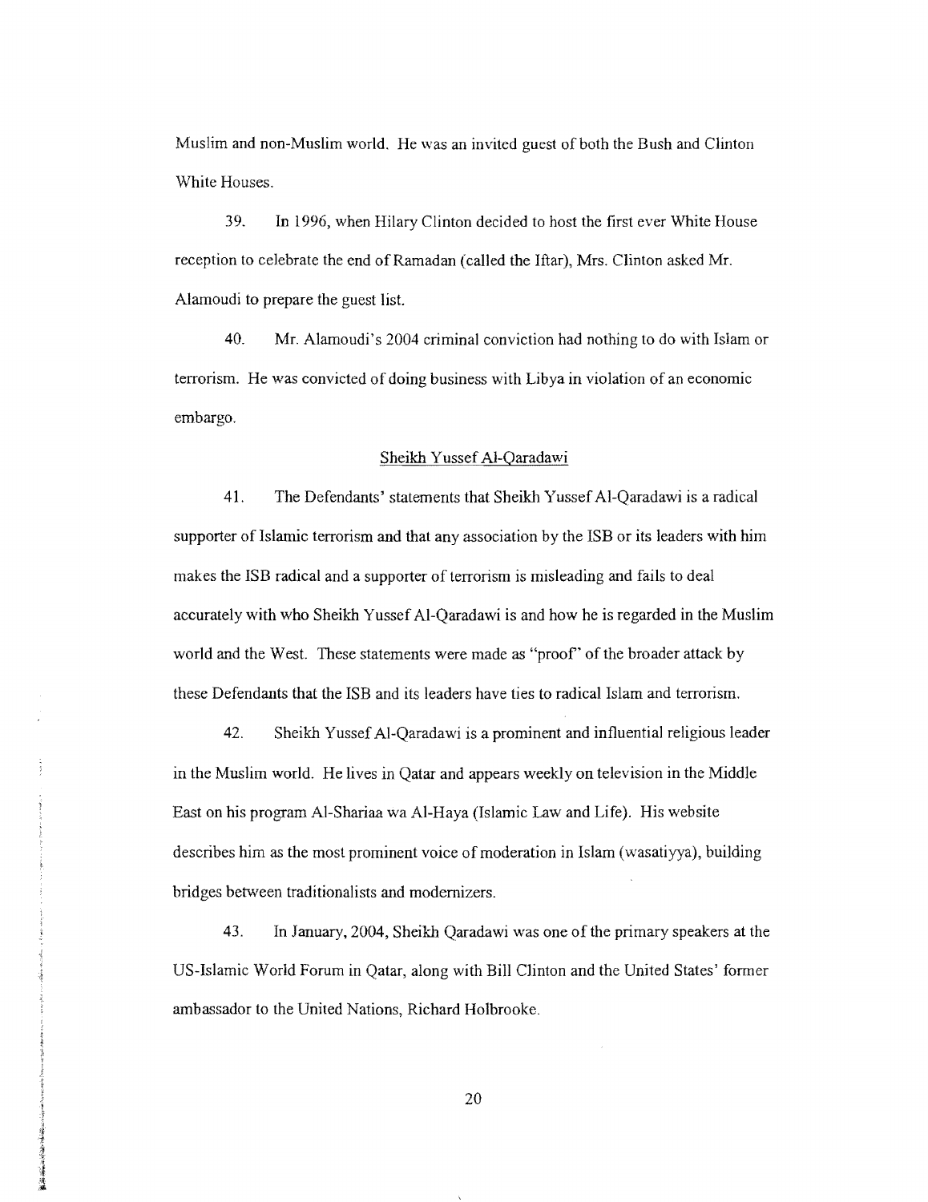Muslim and non-Muslim world. He was an invited guest of both the Bush and Clinton White Houses.

39. In 1996, when Hilary Clinton decided to host the first ever White House reception to celebrate the end of Ramadan (called the Iftar), Mrs. Clinton asked Mr. Alamoudi to prepare the guest list.

40. Mr. Alamoudi's 2004 criminal conviction had nothing to do with Islam or terrorism. He was convicted of doing business with Libya in violation of an economic embargo.

### Sheikh Yussef Al-Qaradawi

41. The Defendants' statements that Sheikh Yussef Al-Qaradawi is a radical supporter of Islamic terrorism and that any association by the ISB or its leaders with him makes the ISB radical and a supporter of terrorism is misleading and fails to deal accurately with who Sheikh Yussef Al-Qaradawi is and how he is regarded in the Muslim world and the West. These statements were made as "proof" of the broader attack by these Defendants that the ISB and its leaders have ties to radical Islam and terrorism.

42. Sheikh Yussef Al-Qaradawi is a prominent and influential religious leader in the Muslim world. He lives in Qatar and appears weekly on television in the Middle East on his program Al-Shariaa wa Al-Haya (Islamic Law and Life). His website describes him as the most prominent voice of moderation in Islam (wasatiyya), building bridges between traditionalists and modernizers.

43. In January, 2004, Sheikh Qaradawi was one of the primary speakers at the US-Islamic World Forum in Qatar, along with Bill Clinton and the United States' former ambassador to the United Nations, Richard Holbrooke.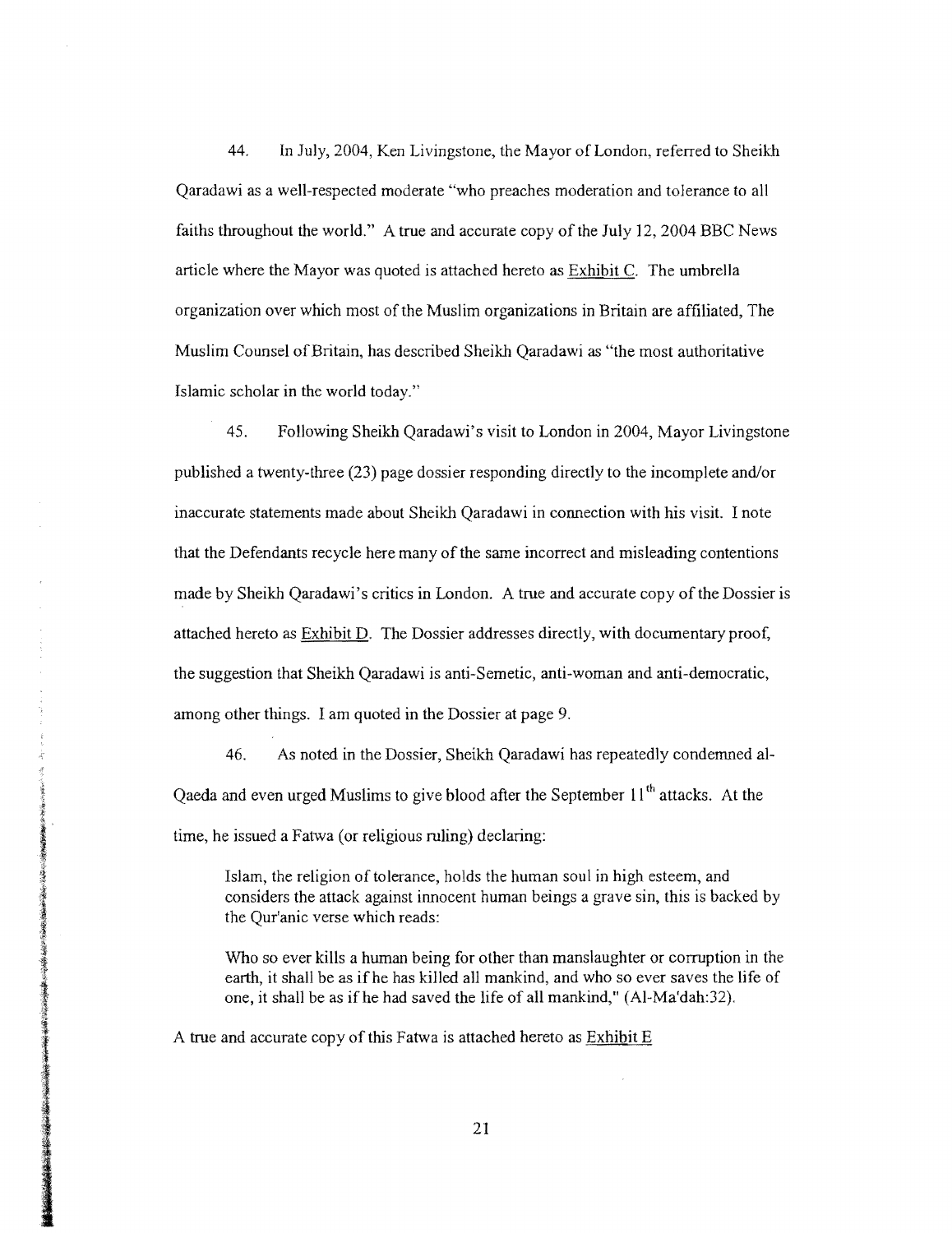44. In July, 2004, Ken Livingstone, the Mayor of London, referred to Sheikh Qaradawi as a well-respected moderate "who preaches moderation and tolerance to all faiths throughout the world." A true and accurate copy of the July 12, 2004 BBC News article where the Mayor was quoted is attached hereto as Exhibit C. The umbrella organization over which most of the Muslim organizations in Britain are affiliated, The Muslim Counsel of Britain, has described Sheikh Qaradawi as "the most authoritative Islamic scholar in the world today."

45. Following Sheikh Qaradawi's visit to London in 2004, Mayor Livingstone published a twenty-three (23) page dossier responding directly to the incomplete and/or inaccurate statements made about Sheikh Qaradawi in connection with his visit. I note that the Defendants recycle here many of the same incorrect and misleading contentions made by Sheikh Qaradawi's critics in London. A true and accurate copy of the Dossier is attached hereto as Exhibit D. The Dossier addresses directly, with documentary proof, the suggestion that Sheikh Qaradawi is anti-Semetic, anti-woman and anti-democratic, among other things. I am quoted in the Dossier at page 9.

46. As noted in the Dossier, Sheikh Qaradawi has repeatedly condemned al-Qaeda and even urged Muslims to give blood after the September 11th attacks. At the time, he issued a Fatwa (or religious ruling) declaring:

> Islam, the religion of tolerance, holds the human soul in high esteem, and considers the attack against innocent human beings a grave sin, this is backed by the Qur'anic verse which reads:
>
> Who so ever kills a human being for other than manslaughter or corruption in the earth, it shall be as if he has killed all mankind, and who so ever saves the life of one, it shall be as if he had saved the life of all mankind," (Al-Ma'dah:32).

A true and accurate copy of this Fatwa is attached hereto as Exhibit E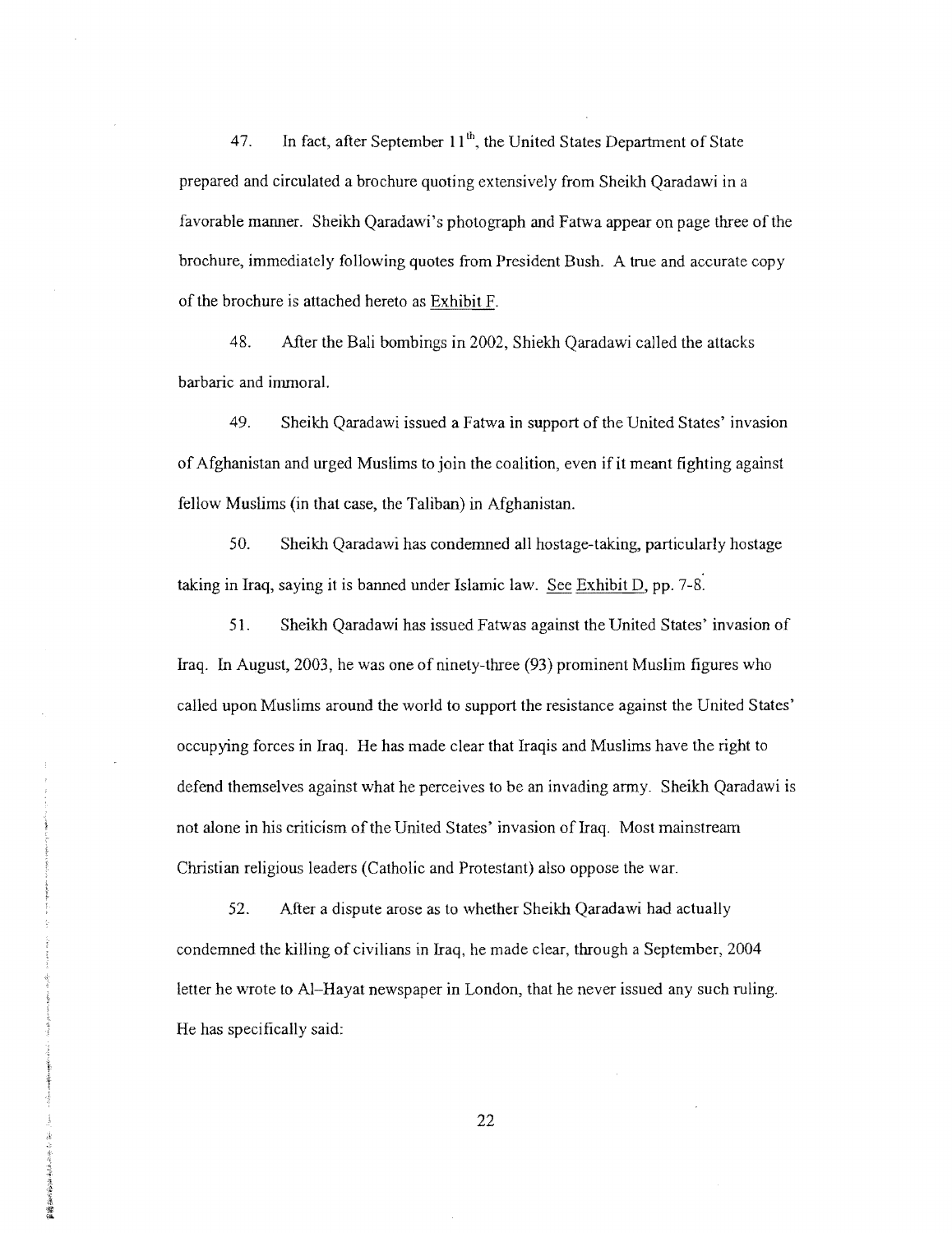47. In fact, after September 11th, the United States Department of State prepared and circulated a brochure quoting extensively from Sheikh Qaradawi in a favorable manner. Sheikh Qaradawi's photograph and Fatwa appear on page three of the brochure, immediately following quotes from President Bush. A true and accurate copy of the brochure is attached hereto as Exhibit F.

48. After the Bali bombings in 2002, Shiekh Qaradawi called the attacks barbaric and immoral.

49. Sheikh Qaradawi issued a Fatwa in support of the United States' invasion of Afghanistan and urged Muslims to join the coalition, even if it meant fighting against fellow Muslims (in that case, the Taliban) in Afghanistan.

50. Sheikh Qaradawi has condemned all hostage-taking, particularly hostage taking in Iraq, saying it is banned under Islamic law. See Exhibit D, pp. 7-8.

51. Sheikh Qaradawi has issued Fatwas against the United States' invasion of Iraq. In August, 2003, he was one of ninety-three (93) prominent Muslim figures who called upon Muslims around the world to support the resistance against the United States' occupying forces in Iraq. He has made clear that Iraqis and Muslims have the right to defend themselves against what he perceives to be an invading army. Sheikh Qaradawi is not alone in his criticism of the United States' invasion of Iraq. Most mainstream Christian religious leaders (Catholic and Protestant) also oppose the war.

52. After a dispute arose as to whether Sheikh Qaradawi had actually condemned the killing of civilians in Iraq, he made clear, through a September, 2004 letter he wrote to Al-Hayat newspaper in London, that he never issued any such ruling. He has specifically said: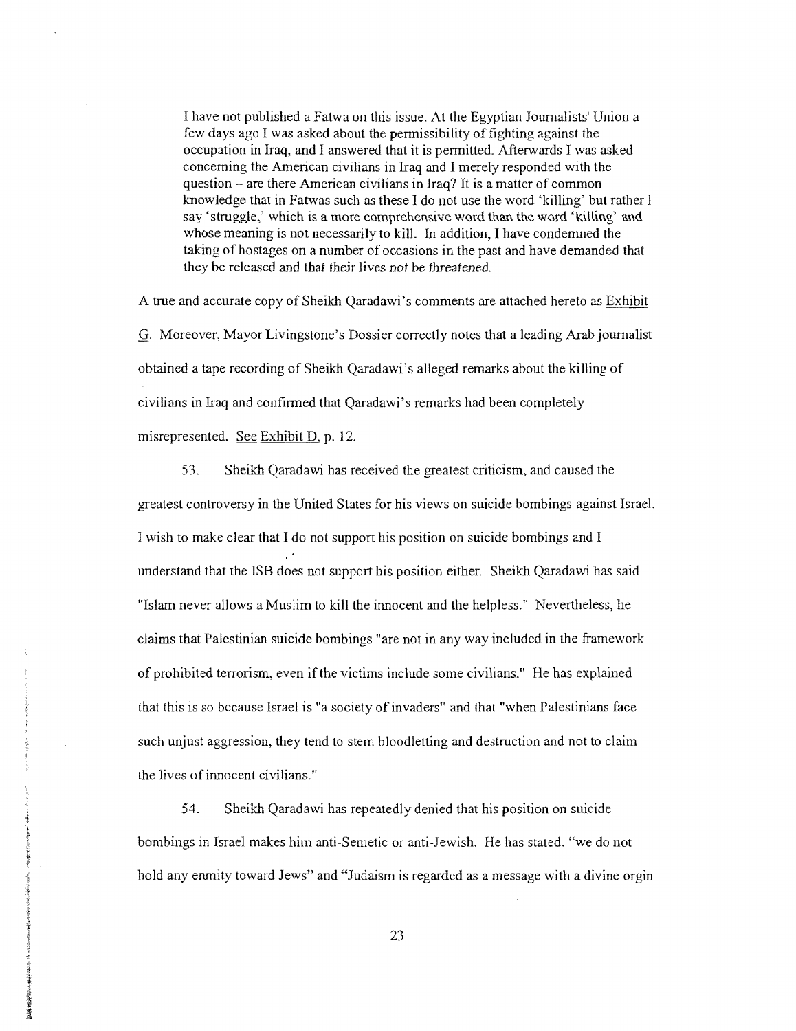> I have not published a Fatwa on this issue. At the Egyptian Journalists' Union a few days ago I was asked about the permissibility of fighting against the occupation in Iraq, and I answered that it is permitted. Afterwards I was asked concerning the American civilians in Iraq and I merely responded with the question – are there American civilians in Iraq? It is a matter of common knowledge that in Fatwas such as these I do not use the word 'killing' but rather I say 'struggle,' which is a more comprehensive word than the word 'killing' and whose meaning is not necessarily to kill. In addition, I have condemned the taking of hostages on a number of occasions in the past and have demanded that they be released and that their lives not be threatened.

A true and accurate copy of Sheikh Qaradawi's comments are attached hereto as Exhibit G. Moreover, Mayor Livingstone's Dossier correctly notes that a leading Arab journalist obtained a tape recording of Sheikh Qaradawi's alleged remarks about the killing of civilians in Iraq and confirmed that Qaradawi's remarks had been completely misrepresented. See Exhibit D, p. 12.

53. Sheikh Qaradawi has received the greatest criticism, and caused the greatest controversy in the United States for his views on suicide bombings against Israel. I wish to make clear that I do not support his position on suicide bombings and I understand that the ISB does not support his position either. Sheikh Qaradawi has said "Islam never allows a Muslim to kill the innocent and the helpless." Nevertheless, he claims that Palestinian suicide bombings "are not in any way included in the framework of prohibited terrorism, even if the victims include some civilians." He has explained that this is so because Israel is "a society of invaders" and that "when Palestinians face such unjust aggression, they tend to stem bloodletting and destruction and not to claim the lives of innocent civilians."

54. Sheikh Qaradawi has repeatedly denied that his position on suicide bombings in Israel makes him anti-Semetic or anti-Jewish. He has stated: "we do not hold any enmity toward Jews" and "Judaism is regarded as a message with a divine orgin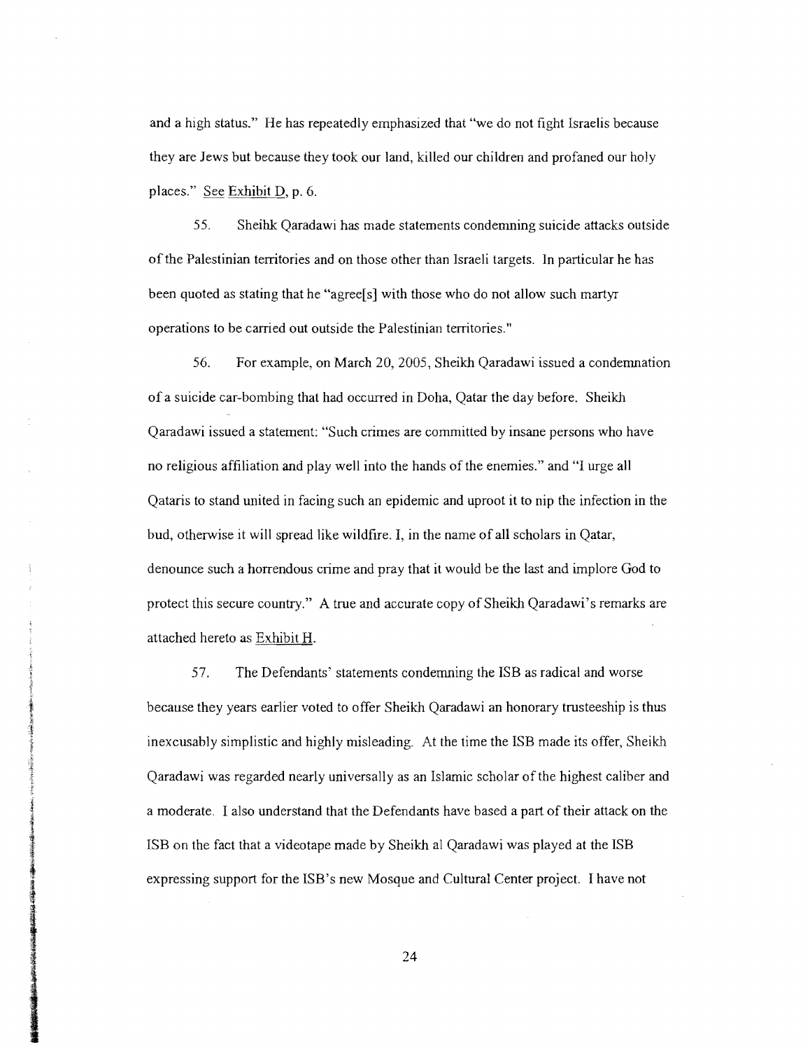and a high status." He has repeatedly emphasized that "we do not fight Israelis because they are Jews but because they took our land, killed our children and profaned our holy places." See Exhibit D, p. 6.

55. Sheihk Qaradawi has made statements condemning suicide attacks outside of the Palestinian territories and on those other than Israeli targets. In particular he has been quoted as stating that he "agree[s] with those who do not allow such martyr operations to be carried out outside the Palestinian territories."

56. For example, on March 20, 2005, Sheikh Qaradawi issued a condemnation of a suicide car-bombing that had occurred in Doha, Qatar the day before. Sheikh Qaradawi issued a statement: "Such crimes are committed by insane persons who have no religious affiliation and play well into the hands of the enemies." and "I urge all Qataris to stand united in facing such an epidemic and uproot it to nip the infection in the bud, otherwise it will spread like wildfire. I, in the name of all scholars in Qatar, denounce such a horrendous crime and pray that it would be the last and implore God to protect this secure country." A true and accurate copy of Sheikh Qaradawi's remarks are attached hereto as Exhibit H.

57. The Defendants' statements condemning the ISB as radical and worse because they years earlier voted to offer Sheikh Qaradawi an honorary trusteeship is thus inexcusably simplistic and highly misleading. At the time the ISB made its offer, Sheikh Qaradawi was regarded nearly universally as an Islamic scholar of the highest caliber and a moderate. I also understand that the Defendants have based a part of their attack on the ISB on the fact that a videotape made by Sheikh al Qaradawi was played at the ISB expressing support for the ISB's new Mosque and Cultural Center project. I have not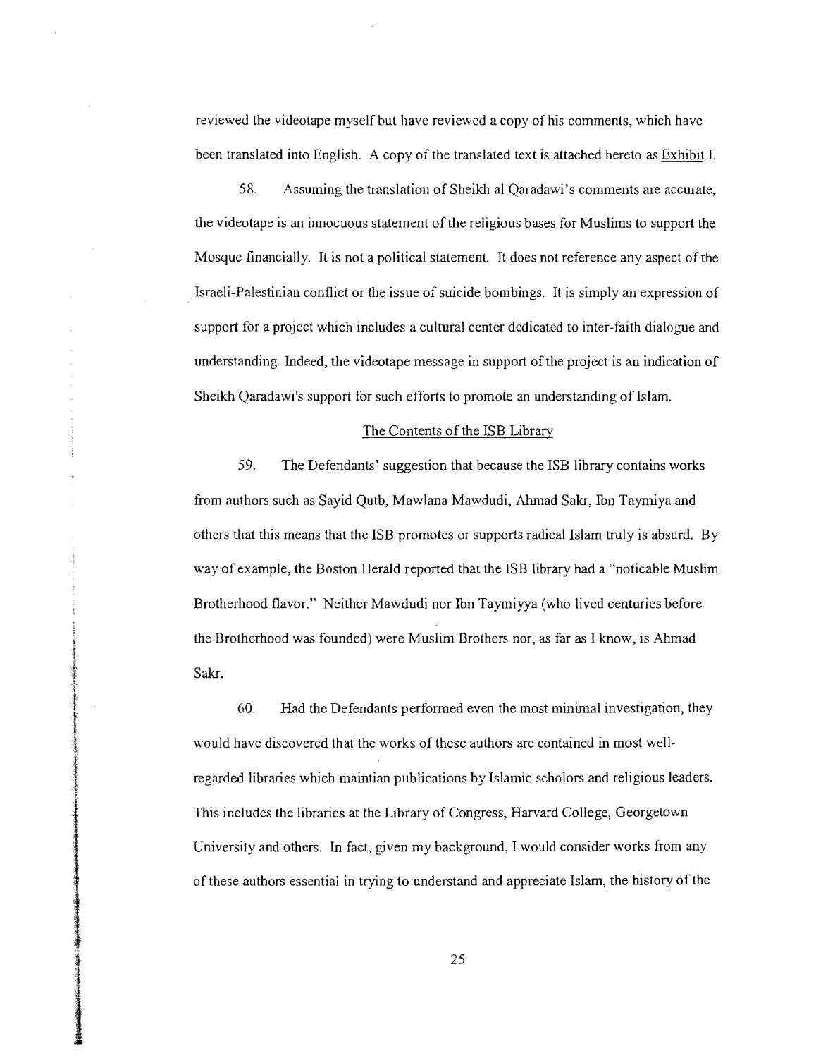reviewed the videotape myself but have reviewed a copy of his comments, which have been translated into English. A copy of the translated text is attached hereto as Exhibit I.

58. Assuming the translation of Sheikh al Qaradawi's comments are accurate, the videotape is an innocuous statement of the religious bases for Muslims to support the Mosque financially. It is not a political statement. It does not reference any aspect of the Israeli-Palestinian conflict or the issue of suicide bombings. It is simply an expression of support for a project which includes a cultural center dedicated to inter-faith dialogue and understanding. Indeed, the videotape message in support of the project is an indication of Sheikh Qaradawi's support for such efforts to promote an understanding of Islam.

## The Contents of the ISB Library

59. The Defendants' suggestion that because the ISB library contains works from authors such as Sayid Qutb, Mawlana Mawdudi, Ahmad Sakr, Ibn Taymiya and others that this means that the ISB promotes or supports radical Islam truly is absurd. By way of example, the Boston Herald reported that the ISB library had a "noticable Muslim Brotherhood flavor." Neither Mawdudi nor Ibn Taymiyya (who lived centuries before the Brotherhood was founded) were Muslim Brothers nor, as far as I know, is Ahmad Sakr.

60. Had the Defendants performed even the most minimal investigation, they would have discovered that the works of these authors are contained in most well-regarded libraries which maintian publications by Islamic scholors and religious leaders. This includes the libraries at the Library of Congress, Harvard College, Georgetown University and others. In fact, given my background, I would consider works from any of these authors essential in trying to understand and appreciate Islam, the history of the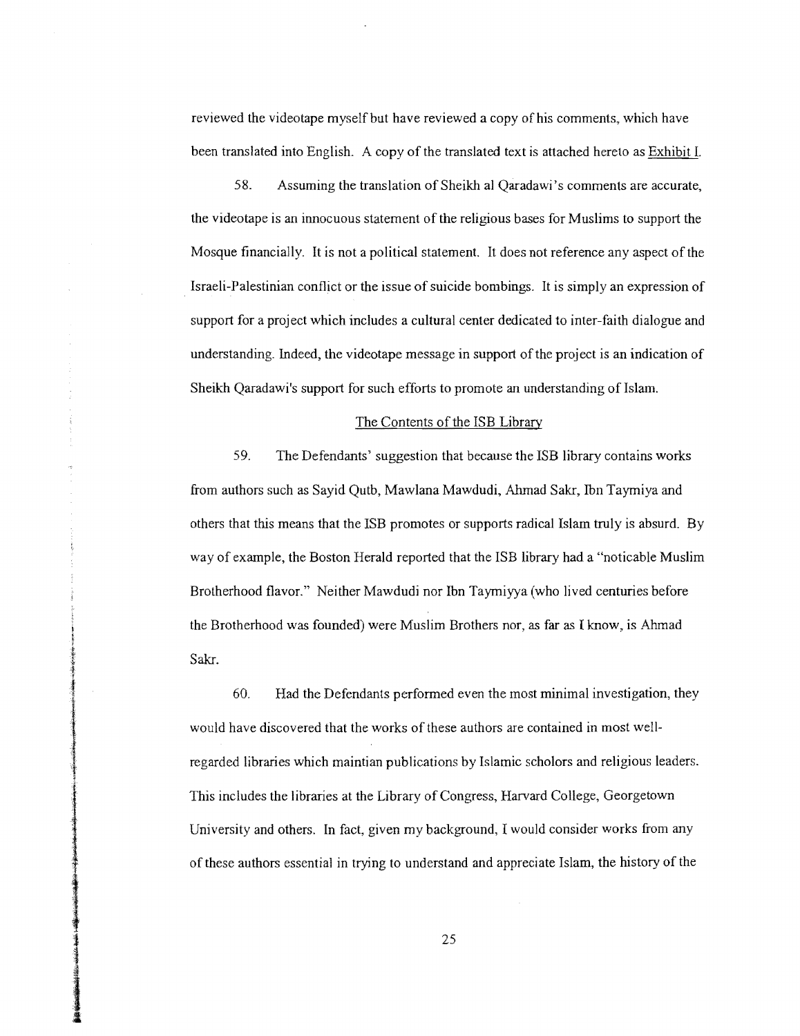reviewed the videotape myself but have reviewed a copy of his comments, which have been translated into English. A copy of the translated text is attached hereto as Exhibit I.

58. Assuming the translation of Sheikh al Qaradawi's comments are accurate, the videotape is an innocuous statement of the religious bases for Muslims to support the Mosque financially. It is not a political statement. It does not reference any aspect of the Israeli-Palestinian conflict or the issue of suicide bombings. It is simply an expression of support for a project which includes a cultural center dedicated to inter-faith dialogue and understanding. Indeed, the videotape message in support of the project is an indication of Sheikh Qaradawi's support for such efforts to promote an understanding of Islam.

## The Contents of the ISB Library

59. The Defendants' suggestion that because the ISB library contains works from authors such as Sayid Qutb, Mawlana Mawdudi, Ahmad Sakr, Ibn Taymiya and others that this means that the ISB promotes or supports radical Islam truly is absurd. By way of example, the Boston Herald reported that the ISB library had a "noticable Muslim Brotherhood flavor." Neither Mawdudi nor Ibn Taymiyya (who lived centuries before the Brotherhood was founded) were Muslim Brothers nor, as far as I know, is Ahmad Sakr.

60. Had the Defendants performed even the most minimal investigation, they would have discovered that the works of these authors are contained in most well-regarded libraries which maintian publications by Islamic scholors and religious leaders. This includes the libraries at the Library of Congress, Harvard College, Georgetown University and others. In fact, given my background, I would consider works from any of these authors essential in trying to understand and appreciate Islam, the history of the